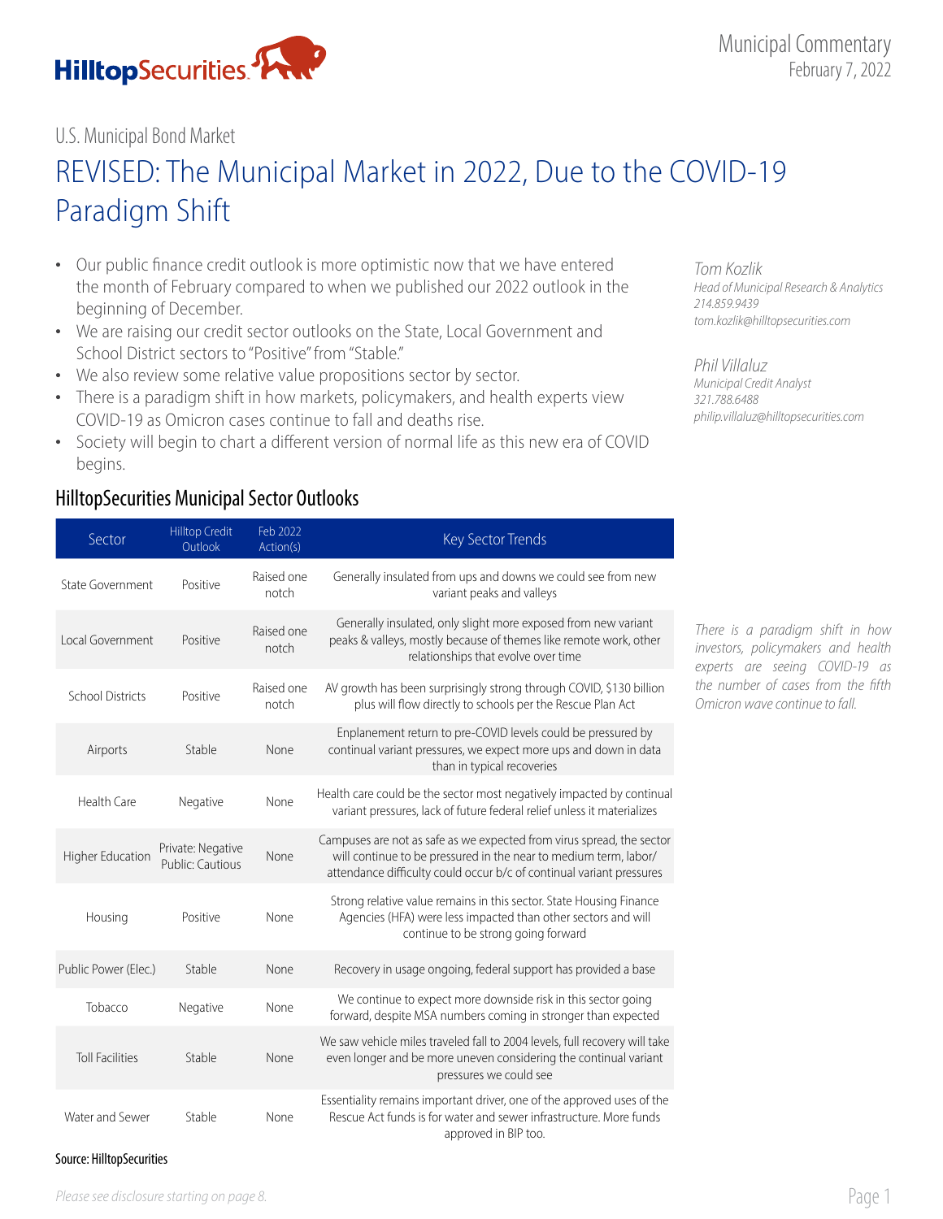Municipal Commentary
February 7, 2022

U.S. Municipal Bond Market

# REVISED: The Municipal Market in 2022, Due to the COVID-19 Paradigm Shift

- Our public finance credit outlook is more optimistic now that we have entered the month of February compared to when we published our 2022 outlook in the beginning of December.
- We are raising our credit sector outlooks on the State, Local Government and School District sectors to "Positive" from "Stable."
- We also review some relative value propositions sector by sector.
- There is a paradigm shift in how markets, policymakers, and health experts view COVID-19 as Omicron cases continue to fall and deaths rise.
- Society will begin to chart a different version of normal life as this new era of COVID begins.

*Tom Kozlik*
*Head of Municipal Research & Analytics*
*214.859.9439*
*tom.kozlik@hilltopsecurities.com*

*Phil Villaluz*
*Municipal Credit Analyst*
*321.788.6488*
*philip.villaluz@hilltopsecurities.com*

*There is a paradigm shift in how investors, policymakers and health experts are seeing COVID-19 as the number of cases from the fifth Omicron wave continue to fall.*

## HilltopSecurities Municipal Sector Outlooks

| Sector | Hilltop Credit Outlook | Feb 2022 Action(s) | Key Sector Trends |
|---|---|---|---|
| State Government | Positive | Raised one notch | Generally insulated from ups and downs we could see from new variant peaks and valleys |
| Local Government | Positive | Raised one notch | Generally insulated, only slight more exposed from new variant peaks & valleys, mostly because of themes like remote work, other relationships that evolve over time |
| School Districts | Positive | Raised one notch | AV growth has been surprisingly strong through COVID, $130 billion plus will flow directly to schools per the Rescue Plan Act |
| Airports | Stable | None | Enplanement return to pre-COVID levels could be pressured by continual variant pressures, we expect more ups and down in data than in typical recoveries |
| Health Care | Negative | None | Health care could be the sector most negatively impacted by continual variant pressures, lack of future federal relief unless it materializes |
| Higher Education | Private: Negative Public: Cautious | None | Campuses are not as safe as we expected from virus spread, the sector will continue to be pressured in the near to medium term, labor/attendance difficulty could occur b/c of continual variant pressures |
| Housing | Positive | None | Strong relative value remains in this sector. State Housing Finance Agencies (HFA) were less impacted than other sectors and will continue to be strong going forward |
| Public Power (Elec.) | Stable | None | Recovery in usage ongoing, federal support has provided a base |
| Tobacco | Negative | None | We continue to expect more downside risk in this sector going forward, despite MSA numbers coming in stronger than expected |
| Toll Facilities | Stable | None | We saw vehicle miles traveled fall to 2004 levels, full recovery will take even longer and be more uneven considering the continual variant pressures we could see |
| Water and Sewer | Stable | None | Essentiality remains important driver, one of the approved uses of the Rescue Act funds is for water and sewer infrastructure. More funds approved in BIP too. |

Source: HilltopSecurities

*Please see disclosure starting on page 8.*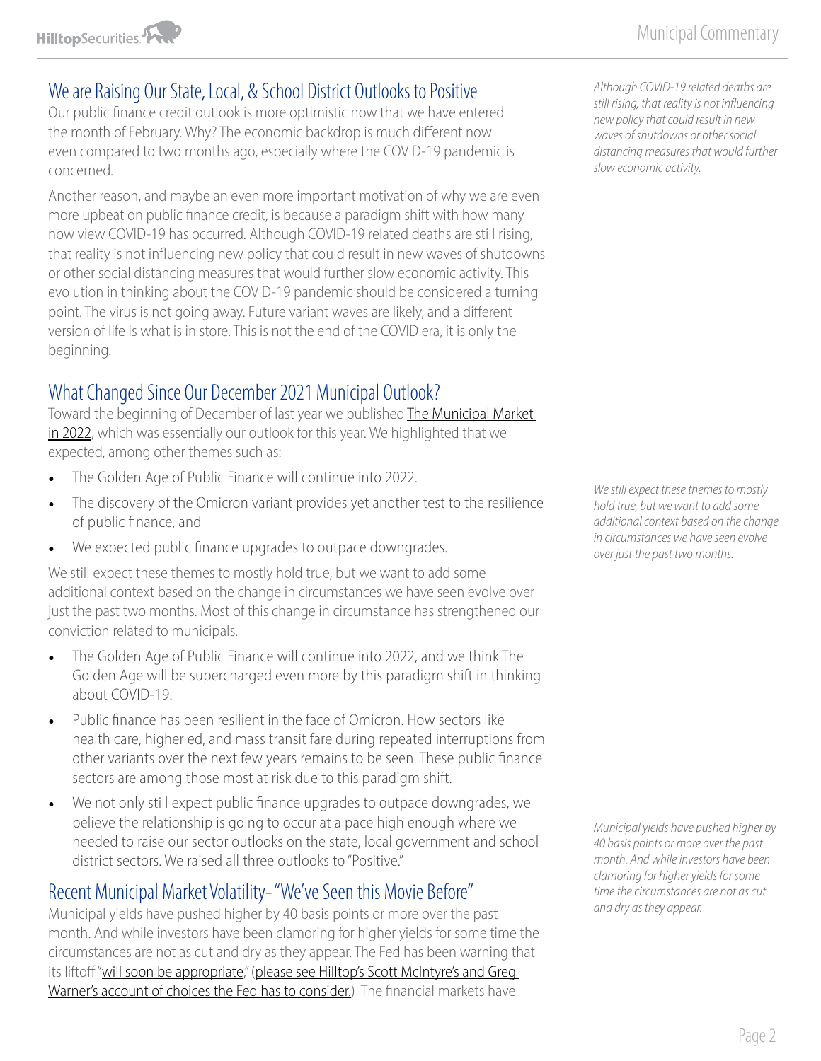## We are Raising Our State, Local, & School District Outlooks to Positive

Our public finance credit outlook is more optimistic now that we have entered the month of February. Why? The economic backdrop is much different now even compared to two months ago, especially where the COVID-19 pandemic is concerned.

Another reason, and maybe an even more important motivation of why we are even more upbeat on public finance credit, is because a paradigm shift with how many now view COVID-19 has occurred. Although COVID-19 related deaths are still rising, that reality is not influencing new policy that could result in new waves of shutdowns or other social distancing measures that would further slow economic activity. This evolution in thinking about the COVID-19 pandemic should be considered a turning point. The virus is not going away. Future variant waves are likely, and a different version of life is what is in store. This is not the end of the COVID era, it is only the beginning.

*Although COVID-19 related deaths are still rising, that reality is not influencing new policy that could result in new waves of shutdowns or other social distancing measures that would further slow economic activity.*

## What Changed Since Our December 2021 Municipal Outlook?

Toward the beginning of December of last year we published The Municipal Market in 2022, which was essentially our outlook for this year. We highlighted that we expected, among other themes such as:

- The Golden Age of Public Finance will continue into 2022.
- The discovery of the Omicron variant provides yet another test to the resilience of public finance, and
- We expected public finance upgrades to outpace downgrades.

We still expect these themes to mostly hold true, but we want to add some additional context based on the change in circumstances we have seen evolve over just the past two months. Most of this change in circumstance has strengthened our conviction related to municipals.

*We still expect these themes to mostly hold true, but we want to add some additional context based on the change in circumstances we have seen evolve over just the past two months.*

- The Golden Age of Public Finance will continue into 2022, and we think The Golden Age will be supercharged even more by this paradigm shift in thinking about COVID-19.
- Public finance has been resilient in the face of Omicron. How sectors like health care, higher ed, and mass transit fare during repeated interruptions from other variants over the next few years remains to be seen. These public finance sectors are among those most at risk due to this paradigm shift.
- We not only still expect public finance upgrades to outpace downgrades, we believe the relationship is going to occur at a pace high enough where we needed to raise our sector outlooks on the state, local government and school district sectors. We raised all three outlooks to "Positive."

## Recent Municipal Market Volatility- "We've Seen this Movie Before"

Municipal yields have pushed higher by 40 basis points or more over the past month. And while investors have been clamoring for higher yields for some time the circumstances are not as cut and dry as they appear. The Fed has been warning that its liftoff "will soon be appropriate," (please see Hilltop's Scott McIntyre's and Greg Warner's account of choices the Fed has to consider.) The financial markets have

*Municipal yields have pushed higher by 40 basis points or more over the past month. And while investors have been clamoring for higher yields for some time the circumstances are not as cut and dry as they appear.*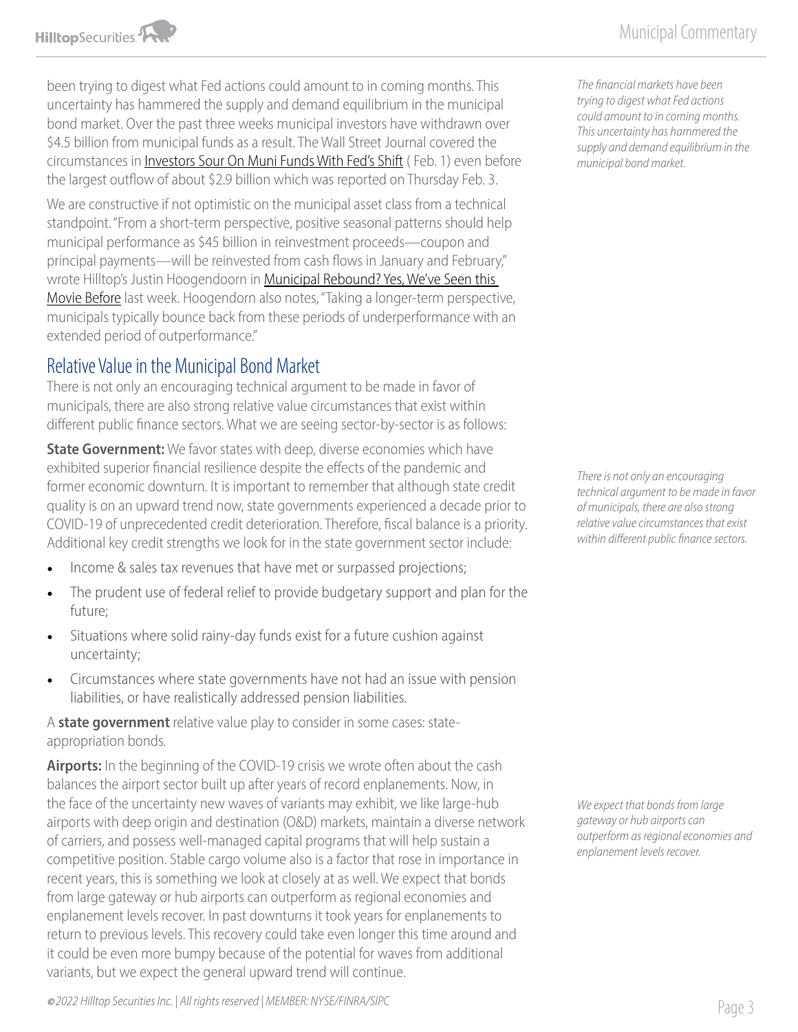been trying to digest what Fed actions could amount to in coming months. This uncertainty has hammered the supply and demand equilibrium in the municipal bond market. Over the past three weeks municipal investors have withdrawn over $4.5 billion from municipal funds as a result. The Wall Street Journal covered the circumstances in Investors Sour On Muni Funds With Fed's Shift ( Feb. 1) even before the largest outflow of about $2.9 billion which was reported on Thursday Feb. 3.

*The financial markets have been trying to digest what Fed actions could amount to in coming months. This uncertainty has hammered the supply and demand equilibrium in the municipal bond market.*

We are constructive if not optimistic on the municipal asset class from a technical standpoint. "From a short-term perspective, positive seasonal patterns should help municipal performance as $45 billion in reinvestment proceeds—coupon and principal payments—will be reinvested from cash flows in January and February," wrote Hilltop's Justin Hoogendoorn in Municipal Rebound? Yes, We've Seen this Movie Before last week. Hoogendorn also notes, "Taking a longer-term perspective, municipals typically bounce back from these periods of underperformance with an extended period of outperformance."

## Relative Value in the Municipal Bond Market

There is not only an encouraging technical argument to be made in favor of municipals, there are also strong relative value circumstances that exist within different public finance sectors. What we are seeing sector-by-sector is as follows:

**State Government:** We favor states with deep, diverse economies which have exhibited superior financial resilience despite the effects of the pandemic and former economic downturn. It is important to remember that although state credit quality is on an upward trend now, state governments experienced a decade prior to COVID-19 of unprecedented credit deterioration. Therefore, fiscal balance is a priority. Additional key credit strengths we look for in the state government sector include:

*There is not only an encouraging technical argument to be made in favor of municipals, there are also strong relative value circumstances that exist within different public finance sectors.*

- Income & sales tax revenues that have met or surpassed projections;
- The prudent use of federal relief to provide budgetary support and plan for the future;
- Situations where solid rainy-day funds exist for a future cushion against uncertainty;
- Circumstances where state governments have not had an issue with pension liabilities, or have realistically addressed pension liabilities.

A **state government** relative value play to consider in some cases: state-appropriation bonds.

**Airports:** In the beginning of the COVID-19 crisis we wrote often about the cash balances the airport sector built up after years of record enplanements. Now, in the face of the uncertainty new waves of variants may exhibit, we like large-hub airports with deep origin and destination (O&D) markets, maintain a diverse network of carriers, and possess well-managed capital programs that will help sustain a competitive position. Stable cargo volume also is a factor that rose in importance in recent years, this is something we look at closely at as well. We expect that bonds from large gateway or hub airports can outperform as regional economies and enplanement levels recover. In past downturns it took years for enplanements to return to previous levels. This recovery could take even longer this time around and it could be even more bumpy because of the potential for waves from additional variants, but we expect the general upward trend will continue.

*We expect that bonds from large gateway or hub airports can outperform as regional economies and enplanement levels recover.*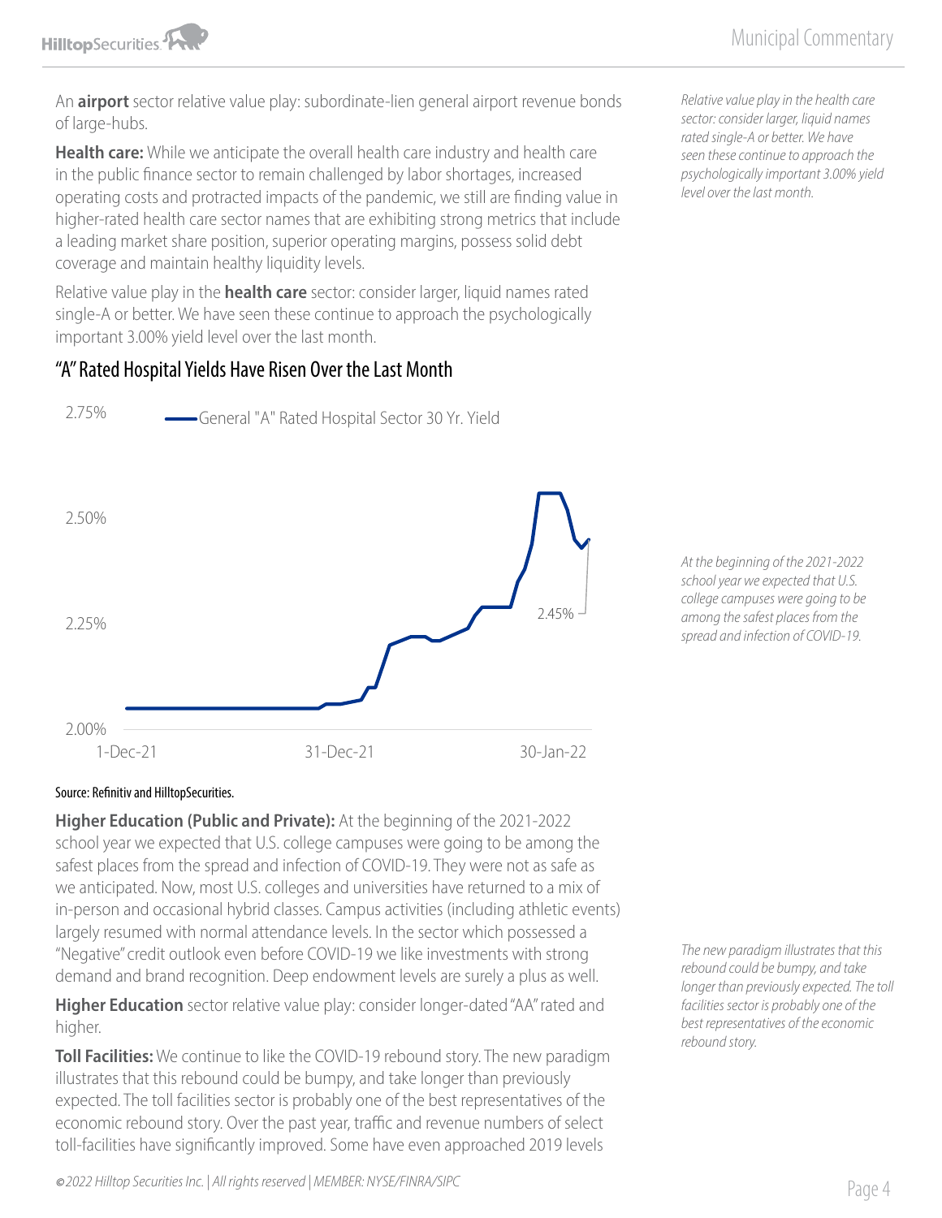An **airport** sector relative value play: subordinate-lien general airport revenue bonds of large-hubs.

**Health care:** While we anticipate the overall health care industry and health care in the public finance sector to remain challenged by labor shortages, increased operating costs and protracted impacts of the pandemic, we still are finding value in higher-rated health care sector names that are exhibiting strong metrics that include a leading market share position, superior operating margins, possess solid debt coverage and maintain healthy liquidity levels.

Relative value play in the **health care** sector: consider larger, liquid names rated single-A or better. We have seen these continue to approach the psychologically important 3.00% yield level over the last month.

*Relative value play in the health care sector: consider larger, liquid names rated single-A or better. We have seen these continue to approach the psychologically important 3.00% yield level over the last month.*

## "A" Rated Hospital Yields Have Risen Over the Last Month

General "A" Rated Hospital Sector 30 Yr. Yield

2.75%
2.50%
2.25%
2.00%

1-Dec-21
31-Dec-21
30-Jan-22

2.45%

Source: Refinitiv and HilltopSecurities.

*At the beginning of the 2021-2022 school year we expected that U.S. college campuses were going to be among the safest places from the spread and infection of COVID-19.*

**Higher Education (Public and Private):** At the beginning of the 2021-2022 school year we expected that U.S. college campuses were going to be among the safest places from the spread and infection of COVID-19. They were not as safe as we anticipated. Now, most U.S. colleges and universities have returned to a mix of in-person and occasional hybrid classes. Campus activities (including athletic events) largely resumed with normal attendance levels. In the sector which possessed a "Negative" credit outlook even before COVID-19 we like investments with strong demand and brand recognition. Deep endowment levels are surely a plus as well.

**Higher Education** sector relative value play: consider longer-dated "AA" rated and higher.

*The new paradigm illustrates that this rebound could be bumpy, and take longer than previously expected. The toll facilities sector is probably one of the best representatives of the economic rebound story.*

**Toll Facilities:** We continue to like the COVID-19 rebound story. The new paradigm illustrates that this rebound could be bumpy, and take longer than previously expected. The toll facilities sector is probably one of the best representatives of the economic rebound story. Over the past year, traffic and revenue numbers of select toll-facilities have significantly improved. Some have even approached 2019 levels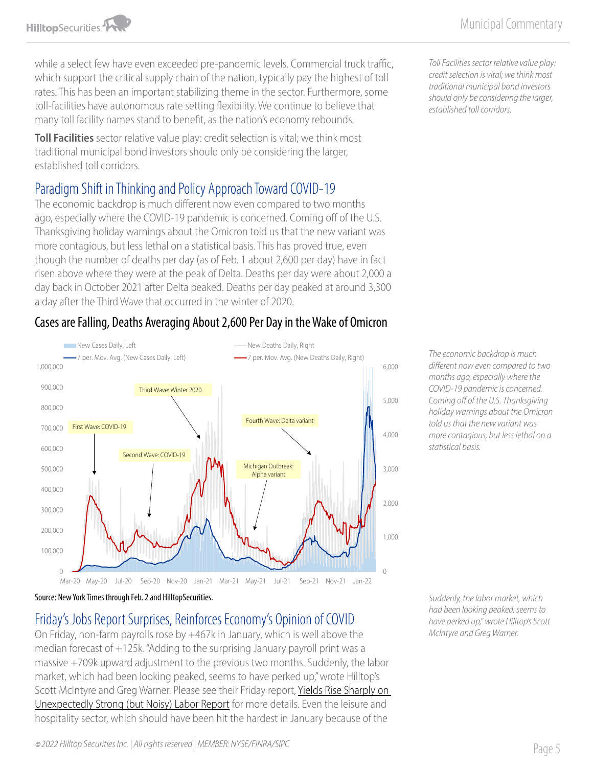while a select few have even exceeded pre-pandemic levels. Commercial truck traffic, which support the critical supply chain of the nation, typically pay the highest of toll rates. This has been an important stabilizing theme in the sector. Furthermore, some toll-facilities have autonomous rate setting flexibility. We continue to believe that many toll facility names stand to benefit, as the nation's economy rebounds.

**Toll Facilities** sector relative value play: credit selection is vital; we think most traditional municipal bond investors should only be considering the larger, established toll corridors.

*Toll Facilities sector relative value play: credit selection is vital; we think most traditional municipal bond investors should only be considering the larger, established toll corridors.*

## Paradigm Shift in Thinking and Policy Approach Toward COVID-19

The economic backdrop is much different now even compared to two months ago, especially where the COVID-19 pandemic is concerned. Coming off of the U.S. Thanksgiving holiday warnings about the Omicron told us that the new variant was more contagious, but less lethal on a statistical basis. This has proved true, even though the number of deaths per day (as of Feb. 1 about 2,600 per day) have in fact risen above where they were at the peak of Delta. Deaths per day were about 2,000 a day back in October 2021 after Delta peaked. Deaths per day peaked at around 3,300 a day after the Third Wave that occurred in the winter of 2020.

### Cases are Falling, Deaths Averaging About 2,600 Per Day in the Wake of Omicron

New Cases Daily, Left
New Deaths Daily, Right
7 per. Mov. Avg. (New Cases Daily, Left)
7 per. Mov. Avg. (New Deaths Daily, Right)

1,000,000
900,000
800,000
700,000
600,000
500,000
400,000
300,000
200,000
100,000
0

6,000
5,000
4,000
3,000
2,000
1,000
0

First Wave: COVID-19
Second Wave: COVID-19
Third Wave: Winter 2020
Michigan Outbreak: Alpha variant
Fourth Wave: Delta variant

Mar-20 May-20 Jul-20 Sep-20 Nov-20 Jan-21 Mar-21 May-21 Jul-21 Sep-21 Nov-21 Jan-22

Source: New York Times through Feb. 2 and HilltopSecurities.

*The economic backdrop is much different now even compared to two months ago, especially where the COVID-19 pandemic is concerned. Coming off of the U.S. Thanksgiving holiday warnings about the Omicron told us that the new variant was more contagious, but less lethal on a statistical basis.*

## Friday's Jobs Report Surprises, Reinforces Economy's Opinion of COVID

On Friday, non-farm payrolls rose by +467k in January, which is well above the median forecast of +125k. "Adding to the surprising January payroll print was a massive +709k upward adjustment to the previous two months. Suddenly, the labor market, which had been looking peaked, seems to have perked up," wrote Hilltop's Scott McIntyre and Greg Warner. Please see their Friday report, Yields Rise Sharply on Unexpectedly Strong (but Noisy) Labor Report for more details. Even the leisure and hospitality sector, which should have been hit the hardest in January because of the

*Suddenly, the labor market, which had been looking peaked, seems to have perked up," wrote Hilltop's Scott McIntyre and Greg Warner.*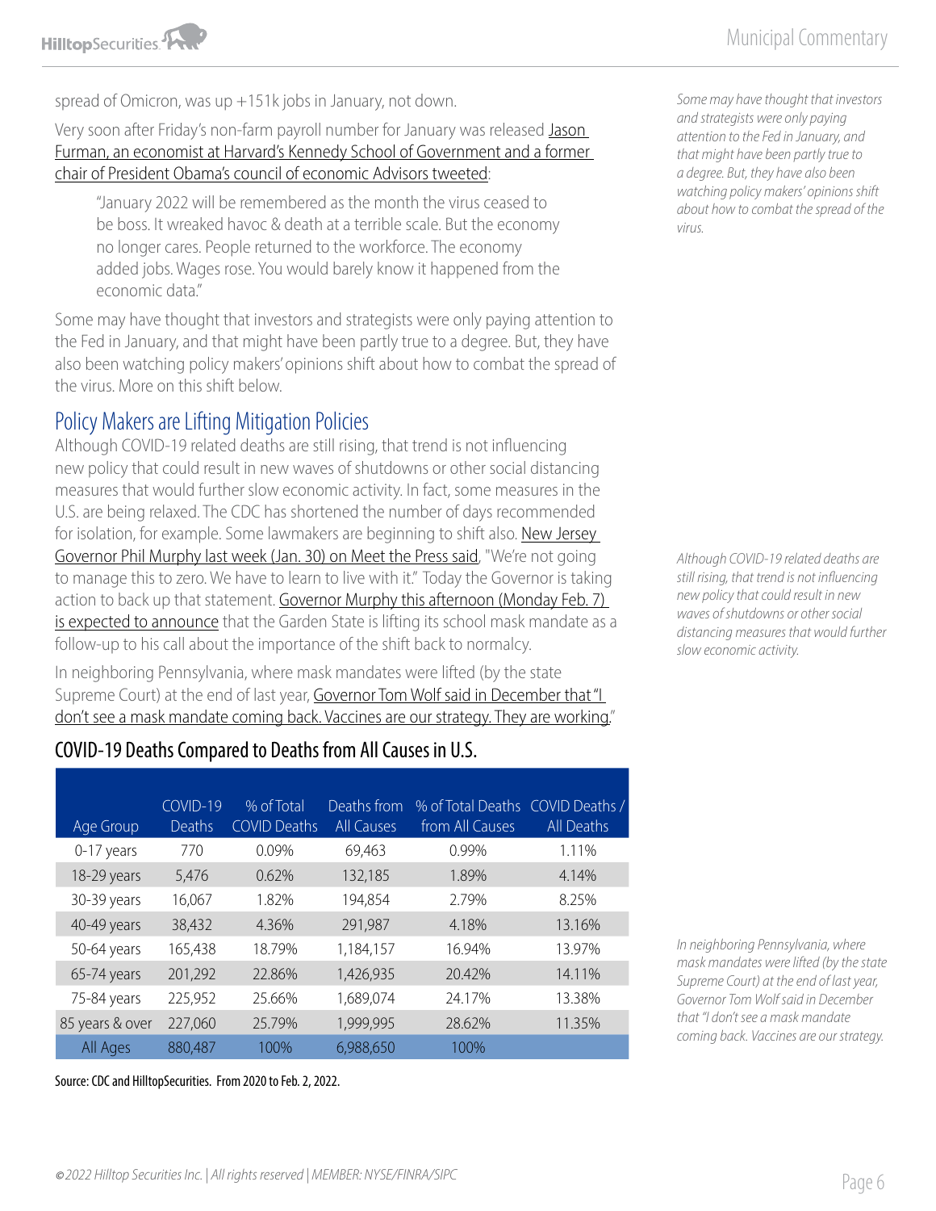spread of Omicron, was up +151k jobs in January, not down.

Very soon after Friday's non-farm payroll number for January was released Jason Furman, an economist at Harvard's Kennedy School of Government and a former chair of President Obama's council of economic Advisors tweeted:

> "January 2022 will be remembered as the month the virus ceased to be boss. It wreaked havoc & death at a terrible scale. But the economy no longer cares. People returned to the workforce. The economy added jobs. Wages rose. You would barely know it happened from the economic data."

Some may have thought that investors and strategists were only paying attention to the Fed in January, and that might have been partly true to a degree. But, they have also been watching policy makers' opinions shift about how to combat the spread of the virus. More on this shift below.

*Some may have thought that investors and strategists were only paying attention to the Fed in January, and that might have been partly true to a degree. But, they have also been watching policy makers' opinions shift about how to combat the spread of the virus.*

## Policy Makers are Lifting Mitigation Policies

Although COVID-19 related deaths are still rising, that trend is not influencing new policy that could result in new waves of shutdowns or other social distancing measures that would further slow economic activity. In fact, some measures in the U.S. are being relaxed. The CDC has shortened the number of days recommended for isolation, for example. Some lawmakers are beginning to shift also. New Jersey Governor Phil Murphy last week (Jan. 30) on Meet the Press said, "We're not going to manage this to zero. We have to learn to live with it." Today the Governor is taking action to back up that statement. Governor Murphy this afternoon (Monday Feb. 7) is expected to announce that the Garden State is lifting its school mask mandate as a follow-up to his call about the importance of the shift back to normalcy.

*Although COVID-19 related deaths are still rising, that trend is not influencing new policy that could result in new waves of shutdowns or other social distancing measures that would further slow economic activity.*

In neighboring Pennsylvania, where mask mandates were lifted (by the state Supreme Court) at the end of last year, Governor Tom Wolf said in December that "I don't see a mask mandate coming back. Vaccines are our strategy. They are working."

*In neighboring Pennsylvania, where mask mandates were lifted (by the state Supreme Court) at the end of last year, Governor Tom Wolf said in December that "I don't see a mask mandate coming back. Vaccines are our strategy.*

### COVID-19 Deaths Compared to Deaths from All Causes in U.S.

| Age Group | COVID-19 Deaths | % of Total COVID Deaths | Deaths from All Causes | % of Total Deaths from All Causes | COVID Deaths / All Deaths |
|---|---|---|---|---|---|
| 0-17 years | 770 | 0.09% | 69,463 | 0.99% | 1.11% |
| 18-29 years | 5,476 | 0.62% | 132,185 | 1.89% | 4.14% |
| 30-39 years | 16,067 | 1.82% | 194,854 | 2.79% | 8.25% |
| 40-49 years | 38,432 | 4.36% | 291,987 | 4.18% | 13.16% |
| 50-64 years | 165,438 | 18.79% | 1,184,157 | 16.94% | 13.97% |
| 65-74 years | 201,292 | 22.86% | 1,426,935 | 20.42% | 14.11% |
| 75-84 years | 225,952 | 25.66% | 1,689,074 | 24.17% | 13.38% |
| 85 years & over | 227,060 | 25.79% | 1,999,995 | 28.62% | 11.35% |
| All Ages | 880,487 | 100% | 6,988,650 | 100% | |

Source: CDC and HilltopSecurities. From 2020 to Feb. 2, 2022.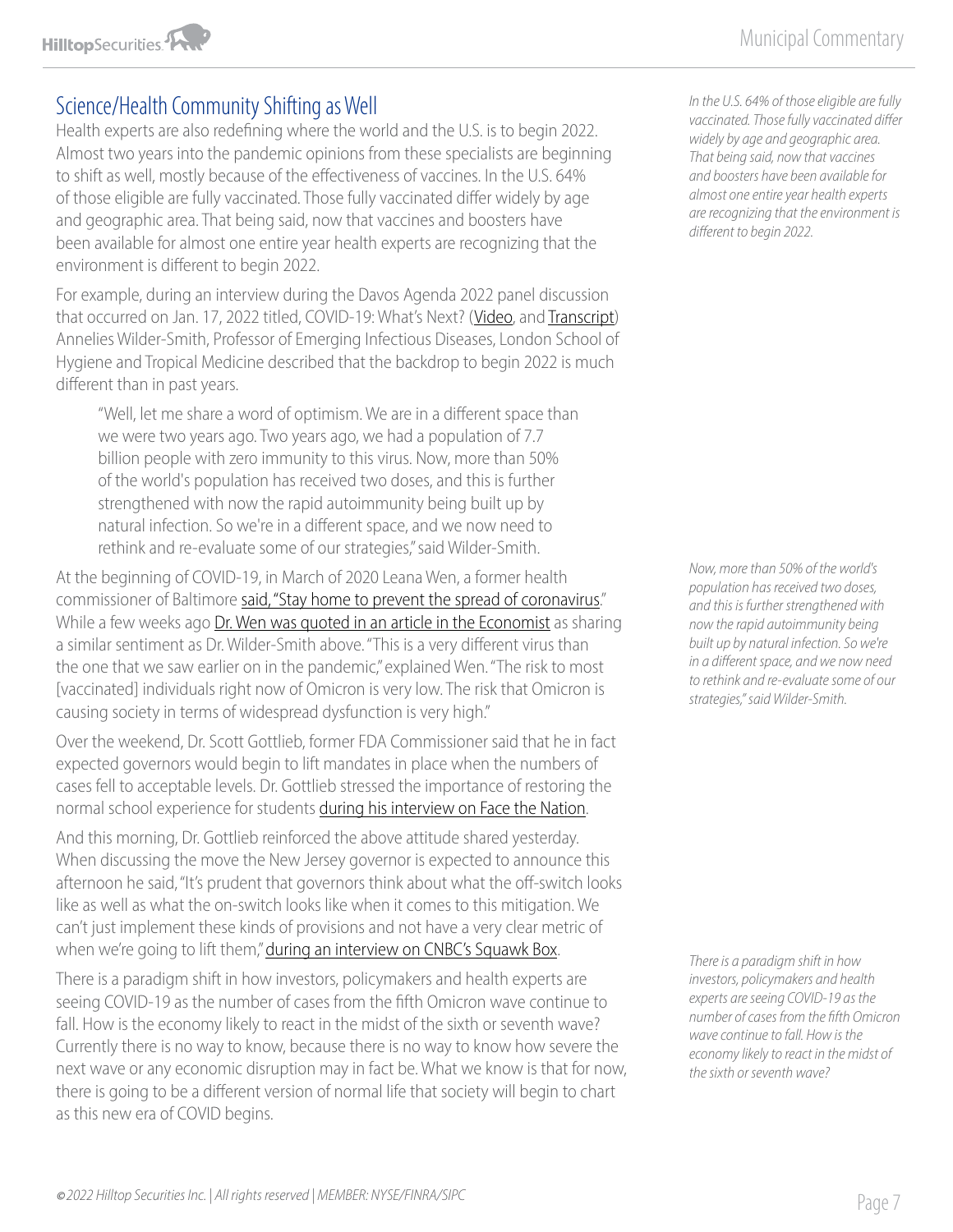## Science/Health Community Shifting as Well

Health experts are also redefining where the world and the U.S. is to begin 2022. Almost two years into the pandemic opinions from these specialists are beginning to shift as well, mostly because of the effectiveness of vaccines. In the U.S. 64% of those eligible are fully vaccinated. Those fully vaccinated differ widely by age and geographic area. That being said, now that vaccines and boosters have been available for almost one entire year health experts are recognizing that the environment is different to begin 2022.

*In the U.S. 64% of those eligible are fully vaccinated. Those fully vaccinated differ widely by age and geographic area. That being said, now that vaccines and boosters have been available for almost one entire year health experts are recognizing that the environment is different to begin 2022.*

For example, during an interview during the Davos Agenda 2022 panel discussion that occurred on Jan. 17, 2022 titled, COVID-19: What's Next? (Video, and Transcript) Annelies Wilder-Smith, Professor of Emerging Infectious Diseases, London School of Hygiene and Tropical Medicine described that the backdrop to begin 2022 is much different than in past years.

> "Well, let me share a word of optimism. We are in a different space than we were two years ago. Two years ago, we had a population of 7.7 billion people with zero immunity to this virus. Now, more than 50% of the world's population has received two doses, and this is further strengthened with now the rapid autoimmunity being built up by natural infection. So we're in a different space, and we now need to rethink and re-evaluate some of our strategies," said Wilder-Smith.

*Now, more than 50% of the world's population has received two doses, and this is further strengthened with now the rapid autoimmunity being built up by natural infection. So we're in a different space, and we now need to rethink and re-evaluate some of our strategies," said Wilder-Smith.*

At the beginning of COVID-19, in March of 2020 Leana Wen, a former health commissioner of Baltimore said, "Stay home to prevent the spread of coronavirus." While a few weeks ago Dr. Wen was quoted in an article in the Economist as sharing a similar sentiment as Dr. Wilder-Smith above. "This is a very different virus than the one that we saw earlier on in the pandemic," explained Wen. "The risk to most [vaccinated] individuals right now of Omicron is very low. The risk that Omicron is causing society in terms of widespread dysfunction is very high."

Over the weekend, Dr. Scott Gottlieb, former FDA Commissioner said that he in fact expected governors would begin to lift mandates in place when the numbers of cases fell to acceptable levels. Dr. Gottlieb stressed the importance of restoring the normal school experience for students during his interview on Face the Nation.

And this morning, Dr. Gottlieb reinforced the above attitude shared yesterday. When discussing the move the New Jersey governor is expected to announce this afternoon he said, "It's prudent that governors think about what the off-switch looks like as well as what the on-switch looks like when it comes to this mitigation. We can't just implement these kinds of provisions and not have a very clear metric of when we're going to lift them," during an interview on CNBC's Squawk Box.

There is a paradigm shift in how investors, policymakers and health experts are seeing COVID-19 as the number of cases from the fifth Omicron wave continue to fall. How is the economy likely to react in the midst of the sixth or seventh wave? Currently there is no way to know, because there is no way to know how severe the next wave or any economic disruption may in fact be. What we know is that for now, there is going to be a different version of normal life that society will begin to chart as this new era of COVID begins.

*There is a paradigm shift in how investors, policymakers and health experts are seeing COVID-19 as the number of cases from the fifth Omicron wave continue to fall. How is the economy likely to react in the midst of the sixth or seventh wave?*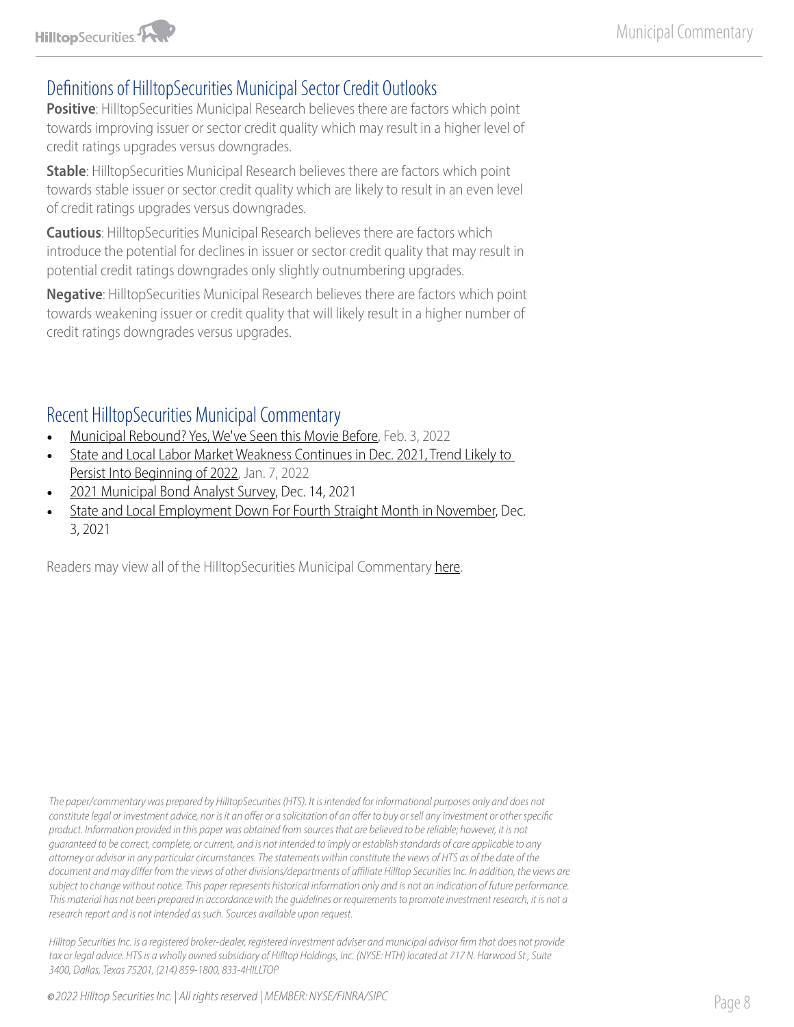## Definitions of HilltopSecurities Municipal Sector Credit Outlooks

**Positive**: HilltopSecurities Municipal Research believes there are factors which point towards improving issuer or sector credit quality which may result in a higher level of credit ratings upgrades versus downgrades.

**Stable**: HilltopSecurities Municipal Research believes there are factors which point towards stable issuer or sector credit quality which are likely to result in an even level of credit ratings upgrades versus downgrades.

**Cautious**: HilltopSecurities Municipal Research believes there are factors which introduce the potential for declines in issuer or sector credit quality that may result in potential credit ratings downgrades only slightly outnumbering upgrades.

**Negative**: HilltopSecurities Municipal Research believes there are factors which point towards weakening issuer or credit quality that will likely result in a higher number of credit ratings downgrades versus upgrades.

## Recent HilltopSecurities Municipal Commentary

- Municipal Rebound? Yes, We've Seen this Movie Before, Feb. 3, 2022
- State and Local Labor Market Weakness Continues in Dec. 2021, Trend Likely to Persist Into Beginning of 2022, Jan. 7, 2022
- 2021 Municipal Bond Analyst Survey, Dec. 14, 2021
- State and Local Employment Down For Fourth Straight Month in November, Dec. 3, 2021

Readers may view all of the HilltopSecurities Municipal Commentary here.

*The paper/commentary was prepared by HilltopSecurities (HTS). It is intended for informational purposes only and does not constitute legal or investment advice, nor is it an offer or a solicitation of an offer to buy or sell any investment or other specific product. Information provided in this paper was obtained from sources that are believed to be reliable; however, it is not guaranteed to be correct, complete, or current, and is not intended to imply or establish standards of care applicable to any attorney or advisor in any particular circumstances. The statements within constitute the views of HTS as of the date of the document and may differ from the views of other divisions/departments of affiliate Hilltop Securities Inc. In addition, the views are subject to change without notice. This paper represents historical information only and is not an indication of future performance. This material has not been prepared in accordance with the guidelines or requirements to promote investment research, it is not a research report and is not intended as such. Sources available upon request.*

*Hilltop Securities Inc. is a registered broker-dealer, registered investment adviser and municipal advisor firm that does not provide tax or legal advice. HTS is a wholly owned subsidiary of Hilltop Holdings, Inc. (NYSE: HTH) located at 717 N. Harwood St., Suite 3400, Dallas, Texas 75201, (214) 859-1800, 833-4HILLTOP*

*©2022 Hilltop Securities Inc. | All rights reserved | MEMBER: NYSE/FINRA/SIPC*